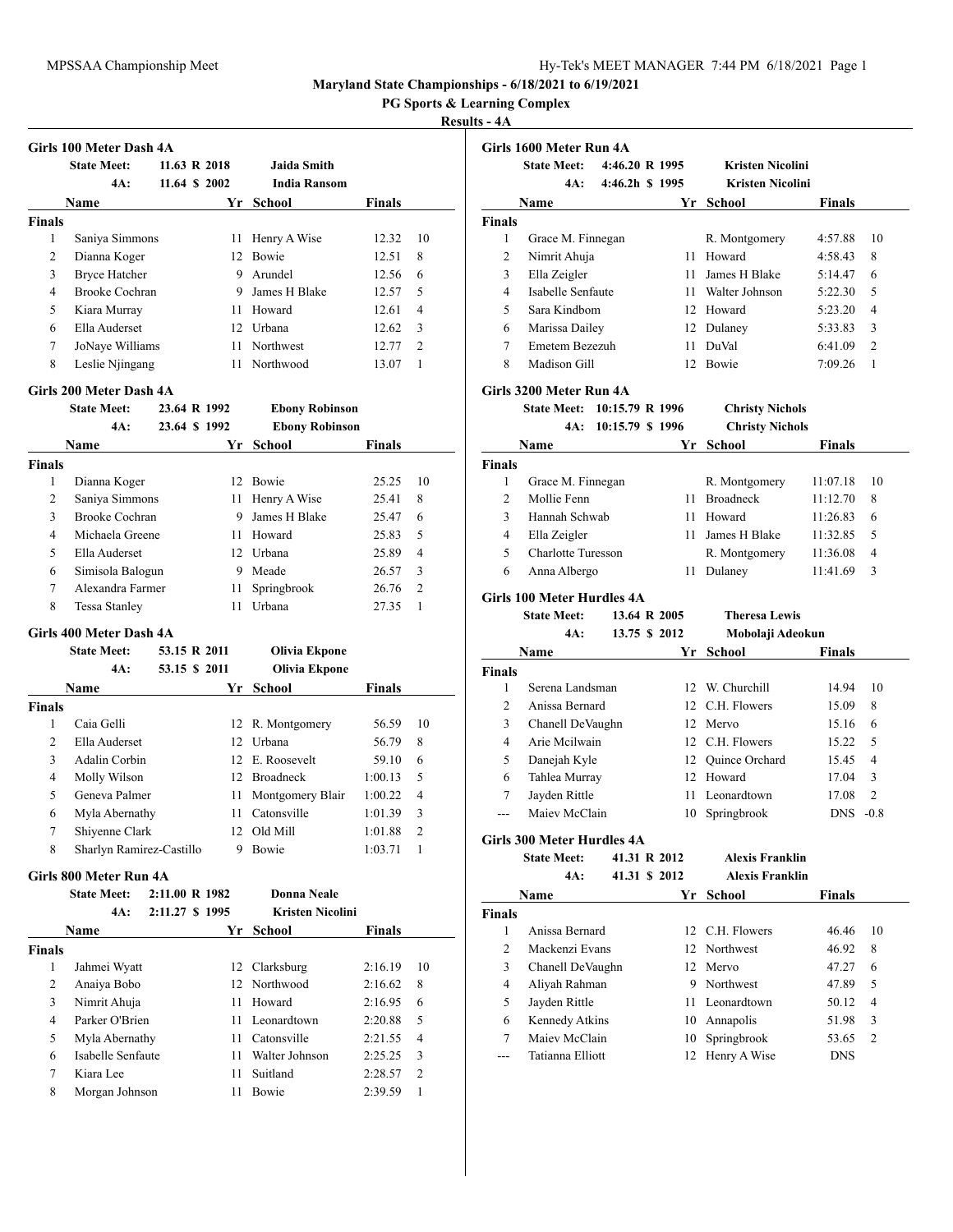**Maryland State Championships - 6/18/2021 to 6/19/2021**

**PG Sports & Learning Complex**

**Results - 4A**

## Girls 100 Meter Dash 4A

State Meet: 11.63 R 2018 Jaida Smith
4A: 11.64 $ 2002 India Ransom

| | Name | Yr | School | Finals | |
|---|---|---|---|---|---|
| **Finals** | | | | | |
| 1 | Saniya Simmons | 11 | Henry A Wise | 12.32 | 10 |
| 2 | Dianna Koger | 12 | Bowie | 12.51 | 8 |
| 3 | Bryce Hatcher | 9 | Arundel | 12.56 | 6 |
| 4 | Brooke Cochran | 9 | James H Blake | 12.57 | 5 |
| 5 | Kiara Murray | 11 | Howard | 12.61 | 4 |
| 6 | Ella Auderset | 12 | Urbana | 12.62 | 3 |
| 7 | JoNaye Williams | 11 | Northwest | 12.77 | 2 |
| 8 | Leslie Njingang | 11 | Northwood | 13.07 | 1 |

## Girls 200 Meter Dash 4A

State Meet: 23.64 R 1992 Ebony Robinson
4A: 23.64 $ 1992 Ebony Robinson

| | Name | Yr | School | Finals | |
|---|---|---|---|---|---|
| **Finals** | | | | | |
| 1 | Dianna Koger | 12 | Bowie | 25.25 | 10 |
| 2 | Saniya Simmons | 11 | Henry A Wise | 25.41 | 8 |
| 3 | Brooke Cochran | 9 | James H Blake | 25.47 | 6 |
| 4 | Michaela Greene | 11 | Howard | 25.83 | 5 |
| 5 | Ella Auderset | 12 | Urbana | 25.89 | 4 |
| 6 | Simisola Balogun | 9 | Meade | 26.57 | 3 |
| 7 | Alexandra Farmer | 11 | Springbrook | 26.76 | 2 |
| 8 | Tessa Stanley | 11 | Urbana | 27.35 | 1 |

## Girls 400 Meter Dash 4A

State Meet: 53.15 R 2011 Olivia Ekpone
4A: 53.15 $ 2011 Olivia Ekpone

| | Name | Yr | School | Finals | |
|---|---|---|---|---|---|
| **Finals** | | | | | |
| 1 | Caia Gelli | 12 | R. Montgomery | 56.59 | 10 |
| 2 | Ella Auderset | 12 | Urbana | 56.79 | 8 |
| 3 | Adalin Corbin | 12 | E. Roosevelt | 59.10 | 6 |
| 4 | Molly Wilson | 12 | Broadneck | 1:00.13 | 5 |
| 5 | Geneva Palmer | 11 | Montgomery Blair | 1:00.22 | 4 |
| 6 | Myla Abernathy | 11 | Catonsville | 1:01.39 | 3 |
| 7 | Shiyenne Clark | 12 | Old Mill | 1:01.88 | 2 |
| 8 | Sharlyn Ramirez-Castillo | 9 | Bowie | 1:03.71 | 1 |

## Girls 800 Meter Run 4A

State Meet: 2:11.00 R 1982 Donna Neale
4A: 2:11.27 $ 1995 Kristen Nicolini

| | Name | Yr | School | Finals | |
|---|---|---|---|---|---|
| **Finals** | | | | | |
| 1 | Jahmei Wyatt | 12 | Clarksburg | 2:16.19 | 10 |
| 2 | Anaiya Bobo | 12 | Northwood | 2:16.62 | 8 |
| 3 | Nimrit Ahuja | 11 | Howard | 2:16.95 | 6 |
| 4 | Parker O'Brien | 11 | Leonardtown | 2:20.88 | 5 |
| 5 | Myla Abernathy | 11 | Catonsville | 2:21.55 | 4 |
| 6 | Isabelle Senfaute | 11 | Walter Johnson | 2:25.25 | 3 |
| 7 | Kiara Lee | 11 | Suitland | 2:28.57 | 2 |
| 8 | Morgan Johnson | 11 | Bowie | 2:39.59 | 1 |

## Girls 1600 Meter Run 4A

State Meet: 4:46.20 R 1995 Kristen Nicolini
4A: 4:46.2h $ 1995 Kristen Nicolini

| | Name | Yr | School | Finals | |
|---|---|---|---|---|---|
| **Finals** | | | | | |
| 1 | Grace M. Finnegan | | R. Montgomery | 4:57.88 | 10 |
| 2 | Nimrit Ahuja | 11 | Howard | 4:58.43 | 8 |
| 3 | Ella Zeigler | 11 | James H Blake | 5:14.47 | 6 |
| 4 | Isabelle Senfaute | 11 | Walter Johnson | 5:22.30 | 5 |
| 5 | Sara Kindbom | 12 | Howard | 5:23.20 | 4 |
| 6 | Marissa Dailey | 12 | Dulaney | 5:33.83 | 3 |
| 7 | Emetem Bezezuh | 11 | DuVal | 6:41.09 | 2 |
| 8 | Madison Gill | 12 | Bowie | 7:09.26 | 1 |

## Girls 3200 Meter Run 4A

State Meet: 10:15.79 R 1996 Christy Nichols
4A: 10:15.79 $ 1996 Christy Nichols

| | Name | Yr | School | Finals | |
|---|---|---|---|---|---|
| **Finals** | | | | | |
| 1 | Grace M. Finnegan | | R. Montgomery | 11:07.18 | 10 |
| 2 | Mollie Fenn | 11 | Broadneck | 11:12.70 | 8 |
| 3 | Hannah Schwab | 11 | Howard | 11:26.83 | 6 |
| 4 | Ella Zeigler | 11 | James H Blake | 11:32.85 | 5 |
| 5 | Charlotte Turesson | | R. Montgomery | 11:36.08 | 4 |
| 6 | Anna Albergo | 11 | Dulaney | 11:41.69 | 3 |

## Girls 100 Meter Hurdles 4A

State Meet: 13.64 R 2005 Theresa Lewis
4A: 13.75 $ 2012 Mobolaji Adeokun

| | Name | Yr | School | Finals | |
|---|---|---|---|---|---|
| **Finals** | | | | | |
| 1 | Serena Landsman | 12 | W. Churchill | 14.94 | 10 |
| 2 | Anissa Bernard | 12 | C.H. Flowers | 15.09 | 8 |
| 3 | Chanell DeVaughn | 12 | Mervo | 15.16 | 6 |
| 4 | Arie Mcilwain | 12 | C.H. Flowers | 15.22 | 5 |
| 5 | Danejah Kyle | 12 | Quince Orchard | 15.45 | 4 |
| 6 | Tahlea Murray | 12 | Howard | 17.04 | 3 |
| 7 | Jayden Rittle | 11 | Leonardtown | 17.08 | 2 |
| --- | Maiev McClain | 10 | Springbrook | DNS | -0.8 |

## Girls 300 Meter Hurdles 4A

State Meet: 41.31 R 2012 Alexis Franklin
4A: 41.31 $ 2012 Alexis Franklin

| | Name | Yr | School | Finals | |
|---|---|---|---|---|---|
| **Finals** | | | | | |
| 1 | Anissa Bernard | 12 | C.H. Flowers | 46.46 | 10 |
| 2 | Mackenzi Evans | 12 | Northwest | 46.92 | 8 |
| 3 | Chanell DeVaughn | 12 | Mervo | 47.27 | 6 |
| 4 | Aliyah Rahman | 9 | Northwest | 47.89 | 5 |
| 5 | Jayden Rittle | 11 | Leonardtown | 50.12 | 4 |
| 6 | Kennedy Atkins | 10 | Annapolis | 51.98 | 3 |
| 7 | Maiev McClain | 10 | Springbrook | 53.65 | 2 |
| --- | Tatianna Elliott | 12 | Henry A Wise | DNS | |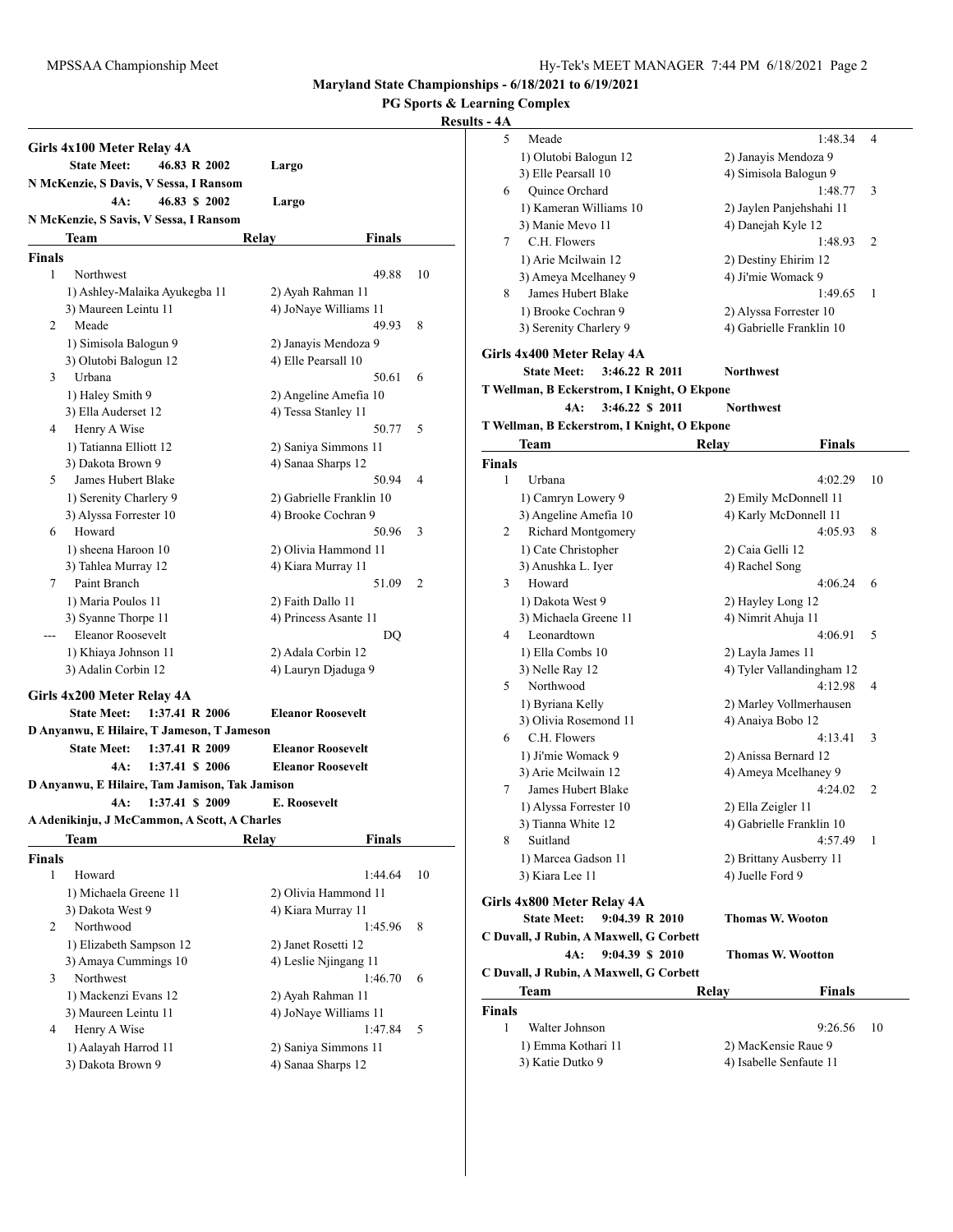## Girls 4x100 Meter Relay 4A

**State Meet:** 46.83 R 2002 Largo
N McKenzie, S Davis, V Sessa, I Ransom

**4A:** 46.83 $ 2002 Largo
N McKenzie, S Savis, V Sessa, I Ransom

| | Team | Relay | Finals | |
|---|---|---|---|---|
| **Finals** | | | | |
| 1 | Northwest | | 49.88 | 10 |
| | 1) Ashley-Malaika Ayukegba 11 | 2) Ayah Rahman 11 | | |
| | 3) Maureen Leintu 11 | 4) JoNaye Williams 11 | | |
| 2 | Meade | | 49.93 | 8 |
| | 1) Simisola Balogun 9 | 2) Janayis Mendoza 9 | | |
| | 3) Olutobi Balogun 12 | 4) Elle Pearsall 10 | | |
| 3 | Urbana | | 50.61 | 6 |
| | 1) Haley Smith 9 | 2) Angeline Amefia 10 | | |
| | 3) Ella Auderset 12 | 4) Tessa Stanley 11 | | |
| 4 | Henry A Wise | | 50.77 | 5 |
| | 1) Tatianna Elliott 12 | 2) Saniya Simmons 11 | | |
| | 3) Dakota Brown 9 | 4) Sanaa Sharps 12 | | |
| 5 | James Hubert Blake | | 50.94 | 4 |
| | 1) Serenity Charlery 9 | 2) Gabrielle Franklin 10 | | |
| | 3) Alyssa Forrester 10 | 4) Brooke Cochran 9 | | |
| 6 | Howard | | 50.96 | 3 |
| | 1) sheena Haroon 10 | 2) Olivia Hammond 11 | | |
| | 3) Tahlea Murray 12 | 4) Kiara Murray 11 | | |
| 7 | Paint Branch | | 51.09 | 2 |
| | 1) Maria Poulos 11 | 2) Faith Dallo 11 | | |
| | 3) Syanne Thorpe 11 | 4) Princess Asante 11 | | |
| --- | Eleanor Roosevelt | | DQ | |
| | 1) Khiaya Johnson 11 | 2) Adala Corbin 12 | | |
| | 3) Adalin Corbin 12 | 4) Lauryn Djaduga 9 | | |

## Girls 4x200 Meter Relay 4A

**State Meet:** 1:37.41 R 2006 Eleanor Roosevelt
D Anyanwu, E Hilaire, T Jameson, T Jameson

**State Meet:** 1:37.41 R 2009 Eleanor Roosevelt

**4A:** 1:37.41 $ 2006 Eleanor Roosevelt
D Anyanwu, E Hilaire, Tam Jamison, Tak Jamison

**4A:** 1:37.41 $ 2009 E. Roosevelt
A Adenikinju, J McCammon, A Scott, A Charles

| | Team | Relay | Finals | |
|---|---|---|---|---|
| **Finals** | | | | |
| 1 | Howard | | 1:44.64 | 10 |
| | 1) Michaela Greene 11 | 2) Olivia Hammond 11 | | |
| | 3) Dakota West 9 | 4) Kiara Murray 11 | | |
| 2 | Northwood | | 1:45.96 | 8 |
| | 1) Elizabeth Sampson 12 | 2) Janet Rosetti 12 | | |
| | 3) Amaya Cummings 10 | 4) Leslie Njingang 11 | | |
| 3 | Northwest | | 1:46.70 | 6 |
| | 1) Mackenzi Evans 12 | 2) Ayah Rahman 11 | | |
| | 3) Maureen Leintu 11 | 4) JoNaye Williams 11 | | |
| 4 | Henry A Wise | | 1:47.84 | 5 |
| | 1) Aalayah Harrod 11 | 2) Saniya Simmons 11 | | |
| | 3) Dakota Brown 9 | 4) Sanaa Sharps 12 | | |
| 5 | Meade | | 1:48.34 | 4 |
| | 1) Olutobi Balogun 12 | 2) Janayis Mendoza 9 | | |
| | 3) Elle Pearsall 10 | 4) Simisola Balogun 9 | | |
| 6 | Quince Orchard | | 1:48.77 | 3 |
| | 1) Kameran Williams 10 | 2) Jaylen Panjehshahi 11 | | |
| | 3) Manie Mevo 11 | 4) Danejah Kyle 12 | | |
| 7 | C.H. Flowers | | 1:48.93 | 2 |
| | 1) Arie Mcilwain 12 | 2) Destiny Ehirim 12 | | |
| | 3) Ameya Mcelhaney 9 | 4) Ji'mie Womack 9 | | |
| 8 | James Hubert Blake | | 1:49.65 | 1 |
| | 1) Brooke Cochran 9 | 2) Alyssa Forrester 10 | | |
| | 3) Serenity Charlery 9 | 4) Gabrielle Franklin 10 | | |

## Girls 4x400 Meter Relay 4A

**State Meet:** 3:46.22 R 2011 Northwest
T Wellman, B Eckerstrom, I Knight, O Ekpone

**4A:** 3:46.22 $ 2011 Northwest
T Wellman, B Eckerstrom, I Knight, O Ekpone

| | Team | Relay | Finals | |
|---|---|---|---|---|
| **Finals** | | | | |
| 1 | Urbana | | 4:02.29 | 10 |
| | 1) Camryn Lowery 9 | 2) Emily McDonnell 11 | | |
| | 3) Angeline Amefia 10 | 4) Karly McDonnell 11 | | |
| 2 | Richard Montgomery | | 4:05.93 | 8 |
| | 1) Cate Christopher | 2) Caia Gelli 12 | | |
| | 3) Anushka L. Iyer | 4) Rachel Song | | |
| 3 | Howard | | 4:06.24 | 6 |
| | 1) Dakota West 9 | 2) Hayley Long 12 | | |
| | 3) Michaela Greene 11 | 4) Nimrit Ahuja 11 | | |
| 4 | Leonardtown | | 4:06.91 | 5 |
| | 1) Ella Combs 10 | 2) Layla James 11 | | |
| | 3) Nelle Ray 12 | 4) Tyler Vallandingham 12 | | |
| 5 | Northwood | | 4:12.98 | 4 |
| | 1) Byriana Kelly | 2) Marley Vollmerhausen | | |
| | 3) Olivia Rosemond 11 | 4) Anaiya Bobo 12 | | |
| 6 | C.H. Flowers | | 4:13.41 | 3 |
| | 1) Ji'mie Womack 9 | 2) Anissa Bernard 12 | | |
| | 3) Arie Mcilwain 12 | 4) Ameya Mcelhaney 9 | | |
| 7 | James Hubert Blake | | 4:24.02 | 2 |
| | 1) Alyssa Forrester 10 | 2) Ella Zeigler 11 | | |
| | 3) Tianna White 12 | 4) Gabrielle Franklin 10 | | |
| 8 | Suitland | | 4:57.49 | 1 |
| | 1) Marcea Gadson 11 | 2) Brittany Ausberry 11 | | |
| | 3) Kiara Lee 11 | 4) Juelle Ford 9 | | |

## Girls 4x800 Meter Relay 4A

**State Meet:** 9:04.39 R 2010 Thomas W. Wooton
C Duvall, J Rubin, A Maxwell, G Corbett

**4A:** 9:04.39 $ 2010 Thomas W. Wootton
C Duvall, J Rubin, A Maxwell, G Corbett

| | Team | Relay | Finals | |
|---|---|---|---|---|
| **Finals** | | | | |
| 1 | Walter Johnson | | 9:26.56 | 10 |
| | 1) Emma Kothari 11 | 2) MacKensie Raue 9 | | |
| | 3) Katie Dutko 9 | 4) Isabelle Senfaute 11 | | |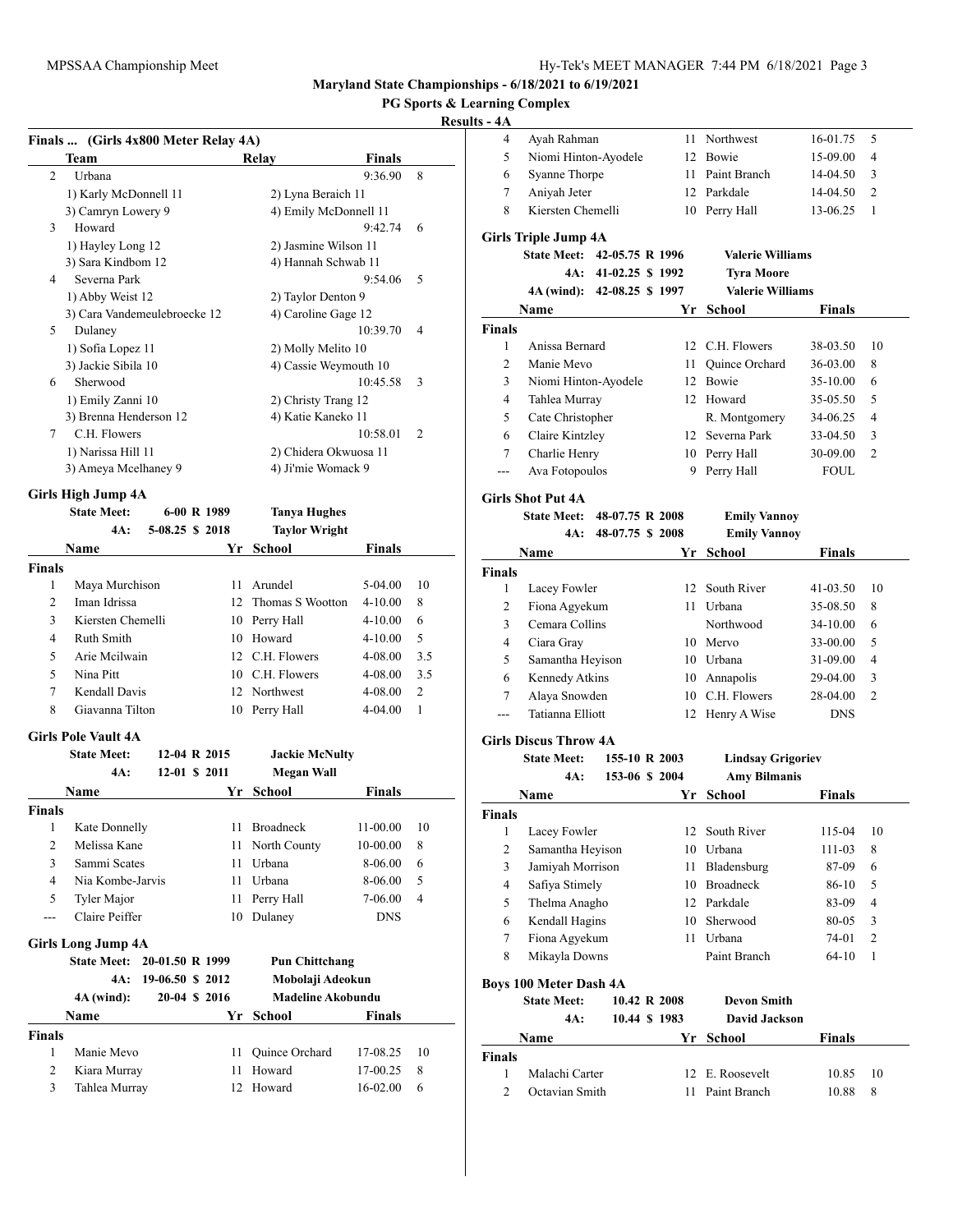# Maryland State Championships - 6/18/2021 to 6/19/2021

## PG Sports & Learning Complex

### Results - 4A

### Finals ... (Girls 4x800 Meter Relay 4A)

| | Team | Relay | Finals | |
|---|---|---|---|---|
| 2 | Urbana | | 9:36.90 | 8 |
| | 1) Karly McDonnell 11 | 2) Lyna Beraich 11 | | |
| | 3) Camryn Lowery 9 | 4) Emily McDonnell 11 | | |
| 3 | Howard | | 9:42.74 | 6 |
| | 1) Hayley Long 12 | 2) Jasmine Wilson 11 | | |
| | 3) Sara Kindbom 12 | 4) Hannah Schwab 11 | | |
| 4 | Severna Park | | 9:54.06 | 5 |
| | 1) Abby Weist 12 | 2) Taylor Denton 9 | | |
| | 3) Cara Vandemeulebroecke 12 | 4) Caroline Gage 12 | | |
| 5 | Dulaney | | 10:39.70 | 4 |
| | 1) Sofia Lopez 11 | 2) Molly Melito 10 | | |
| | 3) Jackie Sibila 10 | 4) Cassie Weymouth 10 | | |
| 6 | Sherwood | | 10:45.58 | 3 |
| | 1) Emily Zanni 10 | 2) Christy Trang 12 | | |
| | 3) Brenna Henderson 12 | 4) Katie Kaneko 11 | | |
| 7 | C.H. Flowers | | 10:58.01 | 2 |
| | 1) Narissa Hill 11 | 2) Chidera Okwuosa 11 | | |
| | 3) Ameya Mcelhaney 9 | 4) Ji'mie Womack 9 | | |

### Girls High Jump 4A

State Meet: 6-00 R 1989 Tanya Hughes
4A: 5-08.25 $ 2018 Taylor Wright

| | Name | Yr | School | Finals | |
|---|---|---|---|---|---|
| **Finals** | | | | | |
| 1 | Maya Murchison | 11 | Arundel | 5-04.00 | 10 |
| 2 | Iman Idrissa | 12 | Thomas S Wootton | 4-10.00 | 8 |
| 3 | Kiersten Chemelli | 10 | Perry Hall | 4-10.00 | 6 |
| 4 | Ruth Smith | 10 | Howard | 4-10.00 | 5 |
| 5 | Arie Mcilwain | 12 | C.H. Flowers | 4-08.00 | 3.5 |
| 5 | Nina Pitt | 10 | C.H. Flowers | 4-08.00 | 3.5 |
| 7 | Kendall Davis | 12 | Northwest | 4-08.00 | 2 |
| 8 | Giavanna Tilton | 10 | Perry Hall | 4-04.00 | 1 |

### Girls Pole Vault 4A

State Meet: 12-04 R 2015 Jackie McNulty
4A: 12-01 $ 2011 Megan Wall

| | Name | Yr | School | Finals | |
|---|---|---|---|---|---|
| **Finals** | | | | | |
| 1 | Kate Donnelly | 11 | Broadneck | 11-00.00 | 10 |
| 2 | Melissa Kane | 11 | North County | 10-00.00 | 8 |
| 3 | Sammi Scates | 11 | Urbana | 8-06.00 | 6 |
| 4 | Nia Kombe-Jarvis | 11 | Urbana | 8-06.00 | 5 |
| 5 | Tyler Major | 11 | Perry Hall | 7-06.00 | 4 |
| --- | Claire Peiffer | 10 | Dulaney | DNS | |

### Girls Long Jump 4A

State Meet: 20-01.50 R 1999 Pun Chittchang
4A: 19-06.50 $ 2012 Mobolaji Adeokun
4A (wind): 20-04 $ 2016 Madeline Akobundu

| | Name | Yr | School | Finals | |
|---|---|---|---|---|---|
| **Finals** | | | | | |
| 1 | Manie Mevo | 11 | Quince Orchard | 17-08.25 | 10 |
| 2 | Kiara Murray | 11 | Howard | 17-00.25 | 8 |
| 3 | Tahlea Murray | 12 | Howard | 16-02.00 | 6 |
| 4 | Ayah Rahman | 11 | Northwest | 16-01.75 | 5 |
| 5 | Niomi Hinton-Ayodele | 12 | Bowie | 15-09.00 | 4 |
| 6 | Syanne Thorpe | 11 | Paint Branch | 14-04.50 | 3 |
| 7 | Aniyah Jeter | 12 | Parkdale | 14-04.50 | 2 |
| 8 | Kiersten Chemelli | 10 | Perry Hall | 13-06.25 | 1 |

### Girls Triple Jump 4A

State Meet: 42-05.75 R 1996 Valerie Williams
4A: 41-02.25 $ 1992 Tyra Moore
4A (wind): 42-08.25 $ 1997 Valerie Williams

| | Name | Yr | School | Finals | |
|---|---|---|---|---|---|
| **Finals** | | | | | |
| 1 | Anissa Bernard | 12 | C.H. Flowers | 38-03.50 | 10 |
| 2 | Manie Mevo | 11 | Quince Orchard | 36-03.00 | 8 |
| 3 | Niomi Hinton-Ayodele | 12 | Bowie | 35-10.00 | 6 |
| 4 | Tahlea Murray | 12 | Howard | 35-05.50 | 5 |
| 5 | Cate Christopher | | R. Montgomery | 34-06.25 | 4 |
| 6 | Claire Kintzley | 12 | Severna Park | 33-04.50 | 3 |
| 7 | Charlie Henry | 10 | Perry Hall | 30-09.00 | 2 |
| --- | Ava Fotopoulos | 9 | Perry Hall | FOUL | |

### Girls Shot Put 4A

State Meet: 48-07.75 R 2008 Emily Vannoy
4A: 48-07.75 $ 2008 Emily Vannoy

| | Name | Yr | School | Finals | |
|---|---|---|---|---|---|
| **Finals** | | | | | |
| 1 | Lacey Fowler | 12 | South River | 41-03.50 | 10 |
| 2 | Fiona Agyekum | 11 | Urbana | 35-08.50 | 8 |
| 3 | Cemara Collins | | Northwood | 34-10.00 | 6 |
| 4 | Ciara Gray | 10 | Mervo | 33-00.00 | 5 |
| 5 | Samantha Heyison | 10 | Urbana | 31-09.00 | 4 |
| 6 | Kennedy Atkins | 10 | Annapolis | 29-04.00 | 3 |
| 7 | Alaya Snowden | 10 | C.H. Flowers | 28-04.00 | 2 |
| --- | Tatianna Elliott | 12 | Henry A Wise | DNS | |

### Girls Discus Throw 4A

State Meet: 155-10 R 2003 Lindsay Grigoriev
4A: 153-06 $ 2004 Amy Bilmanis

| | Name | Yr | School | Finals | |
|---|---|---|---|---|---|
| **Finals** | | | | | |
| 1 | Lacey Fowler | 12 | South River | 115-04 | 10 |
| 2 | Samantha Heyison | 10 | Urbana | 111-03 | 8 |
| 3 | Jamiyah Morrison | 11 | Bladensburg | 87-09 | 6 |
| 4 | Safiya Stimely | 10 | Broadneck | 86-10 | 5 |
| 5 | Thelma Anagho | 12 | Parkdale | 83-09 | 4 |
| 6 | Kendall Hagins | 10 | Sherwood | 80-05 | 3 |
| 7 | Fiona Agyekum | 11 | Urbana | 74-01 | 2 |
| 8 | Mikayla Downs | | Paint Branch | 64-10 | 1 |

### Boys 100 Meter Dash 4A

State Meet: 10.42 R 2008 Devon Smith
4A: 10.44 $ 1983 David Jackson

| | Name | Yr | School | Finals | |
|---|---|---|---|---|---|
| **Finals** | | | | | |
| 1 | Malachi Carter | 12 | E. Roosevelt | 10.85 | 10 |
| 2 | Octavian Smith | 11 | Paint Branch | 10.88 | 8 |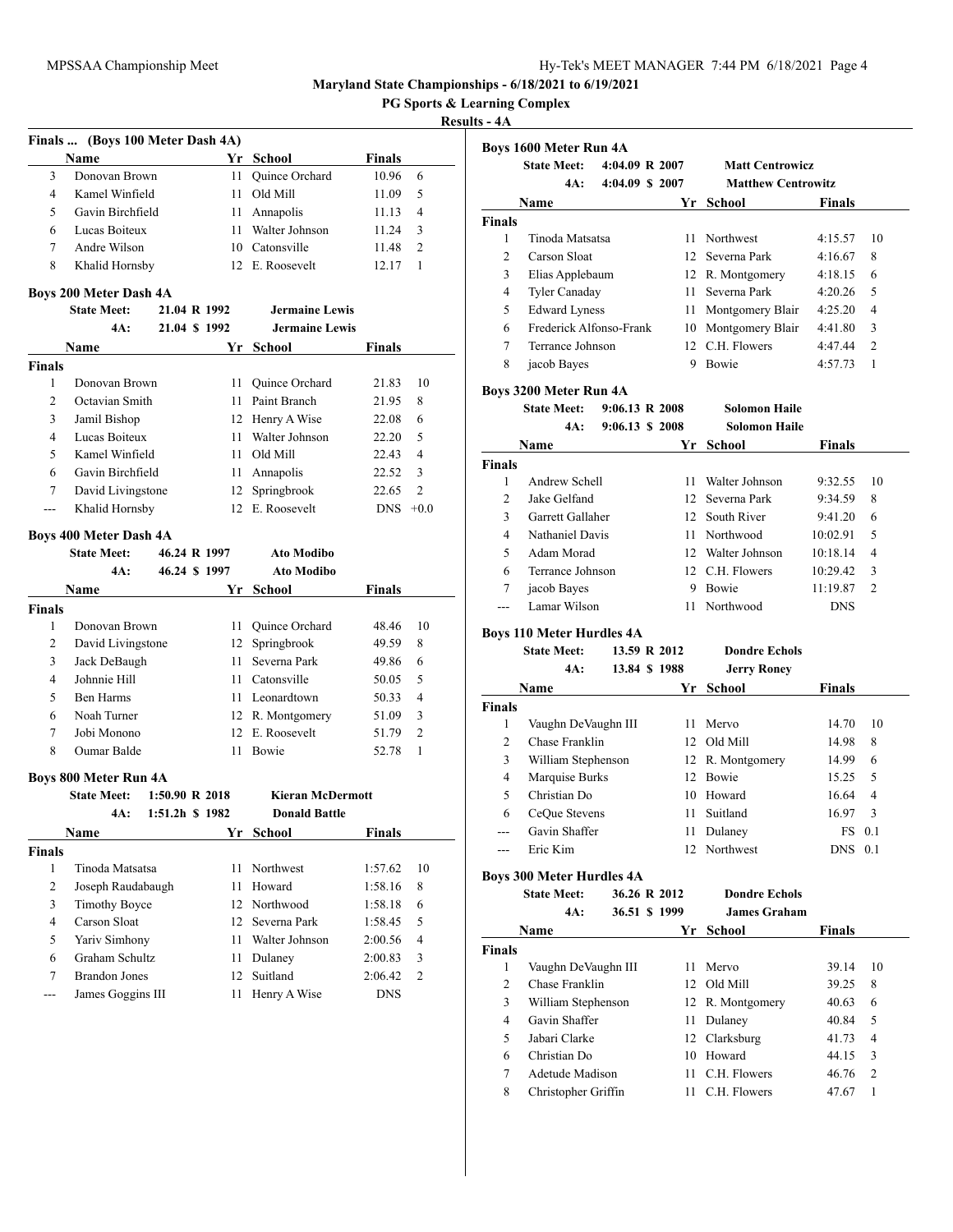**Maryland State Championships - 6/18/2021 to 6/19/2021**

**PG Sports & Learning Complex**

**Results - 4A**

### Finals ... (Boys 100 Meter Dash 4A)

| | Name | Yr | School | Finals | |
|---|---|---|---|---|---|
| 3 | Donovan Brown | 11 | Quince Orchard | 10.96 | 6 |
| 4 | Kamel Winfield | 11 | Old Mill | 11.09 | 5 |
| 5 | Gavin Birchfield | 11 | Annapolis | 11.13 | 4 |
| 6 | Lucas Boiteux | 11 | Walter Johnson | 11.24 | 3 |
| 7 | Andre Wilson | 10 | Catonsville | 11.48 | 2 |
| 8 | Khalid Hornsby | 12 | E. Roosevelt | 12.17 | 1 |

### Boys 200 Meter Dash 4A

State Meet: 21.04 R 1992 Jermaine Lewis
4A: 21.04 $ 1992 Jermaine Lewis

| | Name | Yr | School | Finals | |
|---|---|---|---|---|---|
| **Finals** | | | | | |
| 1 | Donovan Brown | 11 | Quince Orchard | 21.83 | 10 |
| 2 | Octavian Smith | 11 | Paint Branch | 21.95 | 8 |
| 3 | Jamil Bishop | 12 | Henry A Wise | 22.08 | 6 |
| 4 | Lucas Boiteux | 11 | Walter Johnson | 22.20 | 5 |
| 5 | Kamel Winfield | 11 | Old Mill | 22.43 | 4 |
| 6 | Gavin Birchfield | 11 | Annapolis | 22.52 | 3 |
| 7 | David Livingstone | 12 | Springbrook | 22.65 | 2 |
| --- | Khalid Hornsby | 12 | E. Roosevelt | DNS | +0.0 |

### Boys 400 Meter Dash 4A

State Meet: 46.24 R 1997 Ato Modibo
4A: 46.24 $ 1997 Ato Modibo

| | Name | Yr | School | Finals | |
|---|---|---|---|---|---|
| **Finals** | | | | | |
| 1 | Donovan Brown | 11 | Quince Orchard | 48.46 | 10 |
| 2 | David Livingstone | 12 | Springbrook | 49.59 | 8 |
| 3 | Jack DeBaugh | 11 | Severna Park | 49.86 | 6 |
| 4 | Johnnie Hill | 11 | Catonsville | 50.05 | 5 |
| 5 | Ben Harms | 11 | Leonardtown | 50.33 | 4 |
| 6 | Noah Turner | 12 | R. Montgomery | 51.09 | 3 |
| 7 | Jobi Monono | 12 | E. Roosevelt | 51.79 | 2 |
| 8 | Oumar Balde | 11 | Bowie | 52.78 | 1 |

### Boys 800 Meter Run 4A

State Meet: 1:50.90 R 2018 Kieran McDermott
4A: 1:51.2h $ 1982 Donald Battle

| | Name | Yr | School | Finals | |
|---|---|---|---|---|---|
| **Finals** | | | | | |
| 1 | Tinoda Matsatsa | 11 | Northwest | 1:57.62 | 10 |
| 2 | Joseph Raudabaugh | 11 | Howard | 1:58.16 | 8 |
| 3 | Timothy Boyce | 12 | Northwood | 1:58.18 | 6 |
| 4 | Carson Sloat | 12 | Severna Park | 1:58.45 | 5 |
| 5 | Yariv Simhony | 11 | Walter Johnson | 2:00.56 | 4 |
| 6 | Graham Schultz | 11 | Dulaney | 2:00.83 | 3 |
| 7 | Brandon Jones | 12 | Suitland | 2:06.42 | 2 |
| --- | James Goggins III | 11 | Henry A Wise | DNS | |

### Boys 1600 Meter Run 4A

State Meet: 4:04.09 R 2007 Matt Centrowicz
4A: 4:04.09 $ 2007 Matthew Centrowitz

| | Name | Yr | School | Finals | |
|---|---|---|---|---|---|
| **Finals** | | | | | |
| 1 | Tinoda Matsatsa | 11 | Northwest | 4:15.57 | 10 |
| 2 | Carson Sloat | 12 | Severna Park | 4:16.67 | 8 |
| 3 | Elias Applebaum | 12 | R. Montgomery | 4:18.15 | 6 |
| 4 | Tyler Canaday | 11 | Severna Park | 4:20.26 | 5 |
| 5 | Edward Lyness | 11 | Montgomery Blair | 4:25.20 | 4 |
| 6 | Frederick Alfonso-Frank | 10 | Montgomery Blair | 4:41.80 | 3 |
| 7 | Terrance Johnson | 12 | C.H. Flowers | 4:47.44 | 2 |
| 8 | jacob Bayes | 9 | Bowie | 4:57.73 | 1 |

### Boys 3200 Meter Run 4A

State Meet: 9:06.13 R 2008 Solomon Haile
4A: 9:06.13 $ 2008 Solomon Haile

| | Name | Yr | School | Finals | |
|---|---|---|---|---|---|
| **Finals** | | | | | |
| 1 | Andrew Schell | 11 | Walter Johnson | 9:32.55 | 10 |
| 2 | Jake Gelfand | 12 | Severna Park | 9:34.59 | 8 |
| 3 | Garrett Gallaher | 12 | South River | 9:41.20 | 6 |
| 4 | Nathaniel Davis | 11 | Northwood | 10:02.91 | 5 |
| 5 | Adam Morad | 12 | Walter Johnson | 10:18.14 | 4 |
| 6 | Terrance Johnson | 12 | C.H. Flowers | 10:29.42 | 3 |
| 7 | jacob Bayes | 9 | Bowie | 11:19.87 | 2 |
| --- | Lamar Wilson | 11 | Northwood | DNS | |

### Boys 110 Meter Hurdles 4A

State Meet: 13.59 R 2012 Dondre Echols
4A: 13.84 $ 1988 Jerry Roney

| | Name | Yr | School | Finals | |
|---|---|---|---|---|---|
| **Finals** | | | | | |
| 1 | Vaughn DeVaughn III | 11 | Mervo | 14.70 | 10 |
| 2 | Chase Franklin | 12 | Old Mill | 14.98 | 8 |
| 3 | William Stephenson | 12 | R. Montgomery | 14.99 | 6 |
| 4 | Marquise Burks | 12 | Bowie | 15.25 | 5 |
| 5 | Christian Do | 10 | Howard | 16.64 | 4 |
| 6 | CeQue Stevens | 11 | Suitland | 16.97 | 3 |
| --- | Gavin Shaffer | 11 | Dulaney | FS | 0.1 |
| --- | Eric Kim | 12 | Northwest | DNS | 0.1 |

### Boys 300 Meter Hurdles 4A

State Meet: 36.26 R 2012 Dondre Echols
4A: 36.51 $ 1999 James Graham

| | Name | Yr | School | Finals | |
|---|---|---|---|---|---|
| **Finals** | | | | | |
| 1 | Vaughn DeVaughn III | 11 | Mervo | 39.14 | 10 |
| 2 | Chase Franklin | 12 | Old Mill | 39.25 | 8 |
| 3 | William Stephenson | 12 | R. Montgomery | 40.63 | 6 |
| 4 | Gavin Shaffer | 11 | Dulaney | 40.84 | 5 |
| 5 | Jabari Clarke | 12 | Clarksburg | 41.73 | 4 |
| 6 | Christian Do | 10 | Howard | 44.15 | 3 |
| 7 | Adetude Madison | 11 | C.H. Flowers | 46.76 | 2 |
| 8 | Christopher Griffin | 11 | C.H. Flowers | 47.67 | 1 |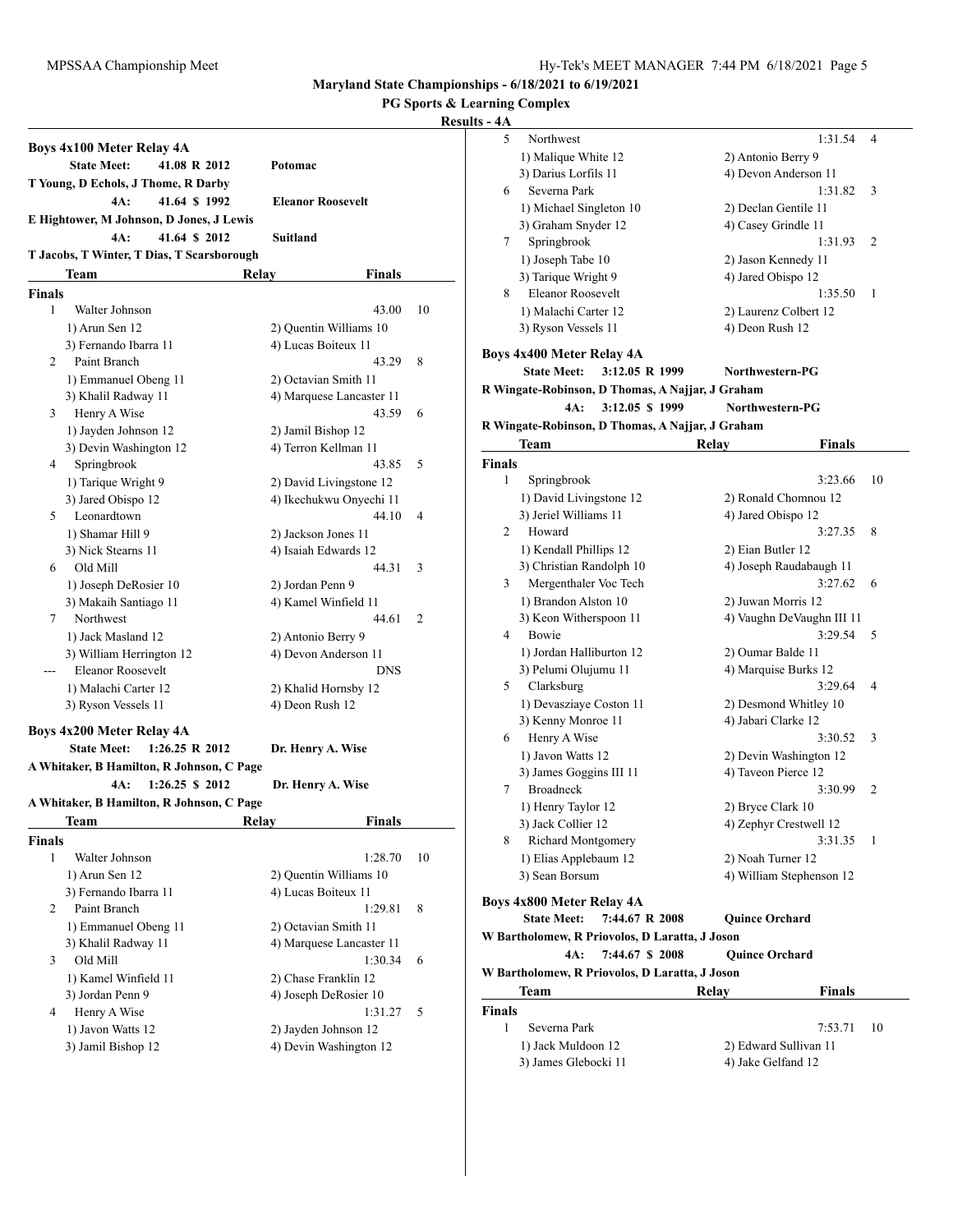## Maryland State Championships - 6/18/2021 to 6/19/2021

### PG Sports & Learning Complex

### Results - 4A

### Boys 4x100 Meter Relay 4A

**State Meet:** 41.08 R 2012 **Potomac**
T Young, D Echols, J Thome, R Darby
**4A:** 41.64 $ 1992 **Eleanor Roosevelt**
E Hightower, M Johnson, D Jones, J Lewis
**4A:** 41.64 $ 2012 **Suitland**
T Jacobs, T Winter, T Dias, T Scarsborough

| | Team | Relay | Finals | |
|---|---|---|---|---|
| **Finals** | | | | |
| 1 | Walter Johnson | | 43.00 | 10 |
| | 1) Arun Sen 12 | 2) Quentin Williams 10 | | |
| | 3) Fernando Ibarra 11 | 4) Lucas Boiteux 11 | | |
| 2 | Paint Branch | | 43.29 | 8 |
| | 1) Emmanuel Obeng 11 | 2) Octavian Smith 11 | | |
| | 3) Khalil Radway 11 | 4) Marquese Lancaster 11 | | |
| 3 | Henry A Wise | | 43.59 | 6 |
| | 1) Jayden Johnson 12 | 2) Jamil Bishop 12 | | |
| | 3) Devin Washington 12 | 4) Terron Kellman 11 | | |
| 4 | Springbrook | | 43.85 | 5 |
| | 1) Tarique Wright 9 | 2) David Livingstone 12 | | |
| | 3) Jared Obispo 12 | 4) Ikechukwu Onyechi 11 | | |
| 5 | Leonardtown | | 44.10 | 4 |
| | 1) Shamar Hill 9 | 2) Jackson Jones 11 | | |
| | 3) Nick Stearns 11 | 4) Isaiah Edwards 12 | | |
| 6 | Old Mill | | 44.31 | 3 |
| | 1) Joseph DeRosier 10 | 2) Jordan Penn 9 | | |
| | 3) Makaih Santiago 11 | 4) Kamel Winfield 11 | | |
| 7 | Northwest | | 44.61 | 2 |
| | 1) Jack Masland 12 | 2) Antonio Berry 9 | | |
| | 3) William Herrington 12 | 4) Devon Anderson 11 | | |
| --- | Eleanor Roosevelt | | DNS | |
| | 1) Malachi Carter 12 | 2) Khalid Hornsby 12 | | |
| | 3) Ryson Vessels 11 | 4) Deon Rush 12 | | |

### Boys 4x200 Meter Relay 4A

**State Meet:** 1:26.25 R 2012 **Dr. Henry A. Wise**
A Whitaker, B Hamilton, R Johnson, C Page
**4A:** 1:26.25 $ 2012 **Dr. Henry A. Wise**
A Whitaker, B Hamilton, R Johnson, C Page

| | Team | Relay | Finals | |
|---|---|---|---|---|
| **Finals** | | | | |
| 1 | Walter Johnson | | 1:28.70 | 10 |
| | 1) Arun Sen 12 | 2) Quentin Williams 10 | | |
| | 3) Fernando Ibarra 11 | 4) Lucas Boiteux 11 | | |
| 2 | Paint Branch | | 1:29.81 | 8 |
| | 1) Emmanuel Obeng 11 | 2) Octavian Smith 11 | | |
| | 3) Khalil Radway 11 | 4) Marquese Lancaster 11 | | |
| 3 | Old Mill | | 1:30.34 | 6 |
| | 1) Kamel Winfield 11 | 2) Chase Franklin 12 | | |
| | 3) Jordan Penn 9 | 4) Joseph DeRosier 10 | | |
| 4 | Henry A Wise | | 1:31.27 | 5 |
| | 1) Javon Watts 12 | 2) Jayden Johnson 12 | | |
| | 3) Jamil Bishop 12 | 4) Devin Washington 12 | | |
| 5 | Northwest | | 1:31.54 | 4 |
| | 1) Malique White 12 | 2) Antonio Berry 9 | | |
| | 3) Darius Lorfils 11 | 4) Devon Anderson 11 | | |
| 6 | Severna Park | | 1:31.82 | 3 |
| | 1) Michael Singleton 10 | 2) Declan Gentile 11 | | |
| | 3) Graham Snyder 12 | 4) Casey Grindle 11 | | |
| 7 | Springbrook | | 1:31.93 | 2 |
| | 1) Joseph Tabe 10 | 2) Jason Kennedy 11 | | |
| | 3) Tarique Wright 9 | 4) Jared Obispo 12 | | |
| 8 | Eleanor Roosevelt | | 1:35.50 | 1 |
| | 1) Malachi Carter 12 | 2) Laurenz Colbert 12 | | |
| | 3) Ryson Vessels 11 | 4) Deon Rush 12 | | |

### Boys 4x400 Meter Relay 4A

**State Meet:** 3:12.05 R 1999 **Northwestern-PG**
R Wingate-Robinson, D Thomas, A Najjar, J Graham
**4A:** 3:12.05 $ 1999 **Northwestern-PG**
R Wingate-Robinson, D Thomas, A Najjar, J Graham

| | Team | Relay | Finals | |
|---|---|---|---|---|
| **Finals** | | | | |
| 1 | Springbrook | | 3:23.66 | 10 |
| | 1) David Livingstone 12 | 2) Ronald Chomnou 12 | | |
| | 3) Jeriel Williams 11 | 4) Jared Obispo 12 | | |
| 2 | Howard | | 3:27.35 | 8 |
| | 1) Kendall Phillips 12 | 2) Eian Butler 12 | | |
| | 3) Christian Randolph 10 | 4) Joseph Raudabaugh 11 | | |
| 3 | Mergenthaler Voc Tech | | 3:27.62 | 6 |
| | 1) Brandon Alston 10 | 2) Juwan Morris 12 | | |
| | 3) Keon Witherspoon 11 | 4) Vaughn DeVaughn III 11 | | |
| 4 | Bowie | | 3:29.54 | 5 |
| | 1) Jordan Halliburton 12 | 2) Oumar Balde 11 | | |
| | 3) Pelumi Olujumu 11 | 4) Marquise Burks 12 | | |
| 5 | Clarksburg | | 3:29.64 | 4 |
| | 1) Devasziaye Coston 11 | 2) Desmond Whitley 10 | | |
| | 3) Kenny Monroe 11 | 4) Jabari Clarke 12 | | |
| 6 | Henry A Wise | | 3:30.52 | 3 |
| | 1) Javon Watts 12 | 2) Devin Washington 12 | | |
| | 3) James Goggins III 11 | 4) Taveon Pierce 12 | | |
| 7 | Broadneck | | 3:30.99 | 2 |
| | 1) Henry Taylor 12 | 2) Bryce Clark 10 | | |
| | 3) Jack Collier 12 | 4) Zephyr Crestwell 12 | | |
| 8 | Richard Montgomery | | 3:31.35 | 1 |
| | 1) Elias Applebaum 12 | 2) Noah Turner 12 | | |
| | 3) Sean Borsum | 4) William Stephenson 12 | | |

### Boys 4x800 Meter Relay 4A

**State Meet:** 7:44.67 R 2008 **Quince Orchard**
W Bartholomew, R Priovolos, D Laratta, J Joson
**4A:** 7:44.67 $ 2008 **Quince Orchard**
W Bartholomew, R Priovolos, D Laratta, J Joson

| | Team | Relay | Finals | |
|---|---|---|---|---|
| **Finals** | | | | |
| 1 | Severna Park | | 7:53.71 | 10 |
| | 1) Jack Muldoon 12 | 2) Edward Sullivan 11 | | |
| | 3) James Glebocki 11 | 4) Jake Gelfand 12 | | |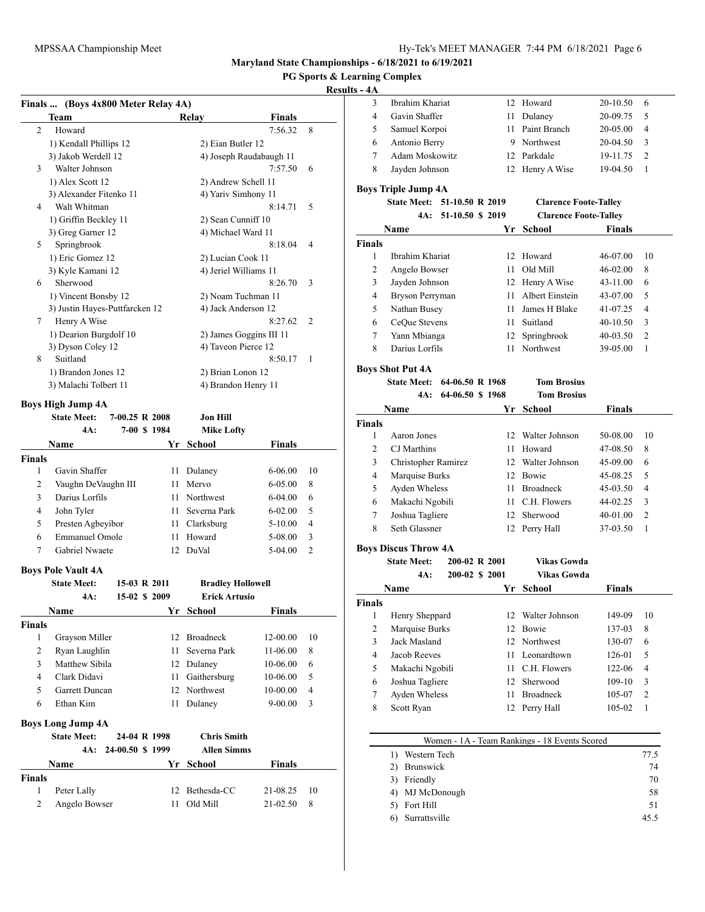**Maryland State Championships - 6/18/2021 to 6/19/2021**

**PG Sports & Learning Complex**

**Results - 4A**

### Finals ... (Boys 4x800 Meter Relay 4A)

| | Team | Relay | Finals | |
|---|---|---|---|---|
| 2 | Howard | | 7:56.32 | 8 |
| | 1) Kendall Phillips 12 | 2) Eian Butler 12 | | |
| | 3) Jakob Werdell 12 | 4) Joseph Raudabaugh 11 | | |
| 3 | Walter Johnson | | 7:57.50 | 6 |
| | 1) Alex Scott 12 | 2) Andrew Schell 11 | | |
| | 3) Alexander Fitenko 11 | 4) Yariv Simhony 11 | | |
| 4 | Walt Whitman | | 8:14.71 | 5 |
| | 1) Griffin Beckley 11 | 2) Sean Cunniff 10 | | |
| | 3) Greg Garner 12 | 4) Michael Ward 11 | | |
| 5 | Springbrook | | 8:18.04 | 4 |
| | 1) Eric Gomez 12 | 2) Lucian Cook 11 | | |
| | 3) Kyle Kamani 12 | 4) Jeriel Williams 11 | | |
| 6 | Sherwood | | 8:26.70 | 3 |
| | 1) Vincent Bonsby 12 | 2) Noam Tuchman 11 | | |
| | 3) Justin Hayes-Puttfarcken 12 | 4) Jack Anderson 12 | | |
| 7 | Henry A Wise | | 8:27.62 | 2 |
| | 1) Dearion Burgdolf 10 | 2) James Goggins III 11 | | |
| | 3) Dyson Coley 12 | 4) Taveon Pierce 12 | | |
| 8 | Suitland | | 8:50.17 | 1 |
| | 1) Brandon Jones 12 | 2) Brian Lonon 12 | | |
| | 3) Malachi Tolbert 11 | 4) Brandon Henry 11 | | |

### Boys High Jump 4A

State Meet: 7-00.25 R 2008 Jon Hill
4A: 7-00 $ 1984 Mike Lofty

| | Name | Yr | School | Finals | |
|---|---|---|---|---|---|
| **Finals** | | | | | |
| 1 | Gavin Shaffer | 11 | Dulaney | 6-06.00 | 10 |
| 2 | Vaughn DeVaughn III | 11 | Mervo | 6-05.00 | 8 |
| 3 | Darius Lorfils | 11 | Northwest | 6-04.00 | 6 |
| 4 | John Tyler | 11 | Severna Park | 6-02.00 | 5 |
| 5 | Presten Agbeyibor | 11 | Clarksburg | 5-10.00 | 4 |
| 6 | Emmanuel Omole | 11 | Howard | 5-08.00 | 3 |
| 7 | Gabriel Nwaete | 12 | DuVal | 5-04.00 | 2 |

### Boys Pole Vault 4A

State Meet: 15-03 R 2011 Bradley Hollowell
4A: 15-02 $ 2009 Erick Artusio

| | Name | Yr | School | Finals | |
|---|---|---|---|---|---|
| **Finals** | | | | | |
| 1 | Grayson Miller | 12 | Broadneck | 12-00.00 | 10 |
| 2 | Ryan Laughlin | 11 | Severna Park | 11-06.00 | 8 |
| 3 | Matthew Sibila | 12 | Dulaney | 10-06.00 | 6 |
| 4 | Clark Didavi | 11 | Gaithersburg | 10-06.00 | 5 |
| 5 | Garrett Duncan | 12 | Northwest | 10-00.00 | 4 |
| 6 | Ethan Kim | 11 | Dulaney | 9-00.00 | 3 |

### Boys Long Jump 4A

State Meet: 24-04 R 1998 Chris Smith
4A: 24-00.50 $ 1999 Allen Simms

| | Name | Yr | School | Finals | |
|---|---|---|---|---|---|
| **Finals** | | | | | |
| 1 | Peter Lally | 12 | Bethesda-CC | 21-08.25 | 10 |
| 2 | Angelo Bowser | 11 | Old Mill | 21-02.50 | 8 |
| 3 | Ibrahim Khariat | 12 | Howard | 20-10.50 | 6 |
| 4 | Gavin Shaffer | 11 | Dulaney | 20-09.75 | 5 |
| 5 | Samuel Korpoi | 11 | Paint Branch | 20-05.00 | 4 |
| 6 | Antonio Berry | 9 | Northwest | 20-04.50 | 3 |
| 7 | Adam Moskowitz | 12 | Parkdale | 19-11.75 | 2 |
| 8 | Jayden Johnson | 12 | Henry A Wise | 19-04.50 | 1 |

### Boys Triple Jump 4A

State Meet: 51-10.50 R 2019 Clarence Foote-Talley
4A: 51-10.50 $ 2019 Clarence Foote-Talley

| | Name | Yr | School | Finals | |
|---|---|---|---|---|---|
| **Finals** | | | | | |
| 1 | Ibrahim Khariat | 12 | Howard | 46-07.00 | 10 |
| 2 | Angelo Bowser | 11 | Old Mill | 46-02.00 | 8 |
| 3 | Jayden Johnson | 12 | Henry A Wise | 43-11.00 | 6 |
| 4 | Bryson Perryman | 11 | Albert Einstein | 43-07.00 | 5 |
| 5 | Nathan Busey | 11 | James H Blake | 41-07.25 | 4 |
| 6 | CeQue Stevens | 11 | Suitland | 40-10.50 | 3 |
| 7 | Yann Mbianga | 12 | Springbrook | 40-03.50 | 2 |
| 8 | Darius Lorfils | 11 | Northwest | 39-05.00 | 1 |

### Boys Shot Put 4A

State Meet: 64-06.50 R 1968 Tom Brosius
4A: 64-06.50 $ 1968 Tom Brosius

| | Name | Yr | School | Finals | |
|---|---|---|---|---|---|
| **Finals** | | | | | |
| 1 | Aaron Jones | 12 | Walter Johnson | 50-08.00 | 10 |
| 2 | CJ Marthins | 11 | Howard | 47-08.50 | 8 |
| 3 | Christopher Ramirez | 12 | Walter Johnson | 45-09.00 | 6 |
| 4 | Marquise Burks | 12 | Bowie | 45-08.25 | 5 |
| 5 | Ayden Wheless | 11 | Broadneck | 45-03.50 | 4 |
| 6 | Makachi Ngobili | 11 | C.H. Flowers | 44-02.25 | 3 |
| 7 | Joshua Tagliere | 12 | Sherwood | 40-01.00 | 2 |
| 8 | Seth Glassner | 12 | Perry Hall | 37-03.50 | 1 |

### Boys Discus Throw 4A

State Meet: 200-02 R 2001 Vikas Gowda
4A: 200-02 $ 2001 Vikas Gowda

| | Name | Yr | School | Finals | |
|---|---|---|---|---|---|
| **Finals** | | | | | |
| 1 | Henry Sheppard | 12 | Walter Johnson | 149-09 | 10 |
| 2 | Marquise Burks | 12 | Bowie | 137-03 | 8 |
| 3 | Jack Masland | 12 | Northwest | 130-07 | 6 |
| 4 | Jacob Reeves | 11 | Leonardtown | 126-01 | 5 |
| 5 | Makachi Ngobili | 11 | C.H. Flowers | 122-06 | 4 |
| 6 | Joshua Tagliere | 12 | Sherwood | 109-10 | 3 |
| 7 | Ayden Wheless | 11 | Broadneck | 105-07 | 2 |
| 8 | Scott Ryan | 12 | Perry Hall | 105-02 | 1 |

### Women - 1A - Team Rankings - 18 Events Scored

| | Team | Points |
|---|---|---|
| 1) | Western Tech | 77.5 |
| 2) | Brunswick | 74 |
| 3) | Friendly | 70 |
| 4) | MJ McDonough | 58 |
| 5) | Fort Hill | 51 |
| 6) | Surrattsville | 45.5 |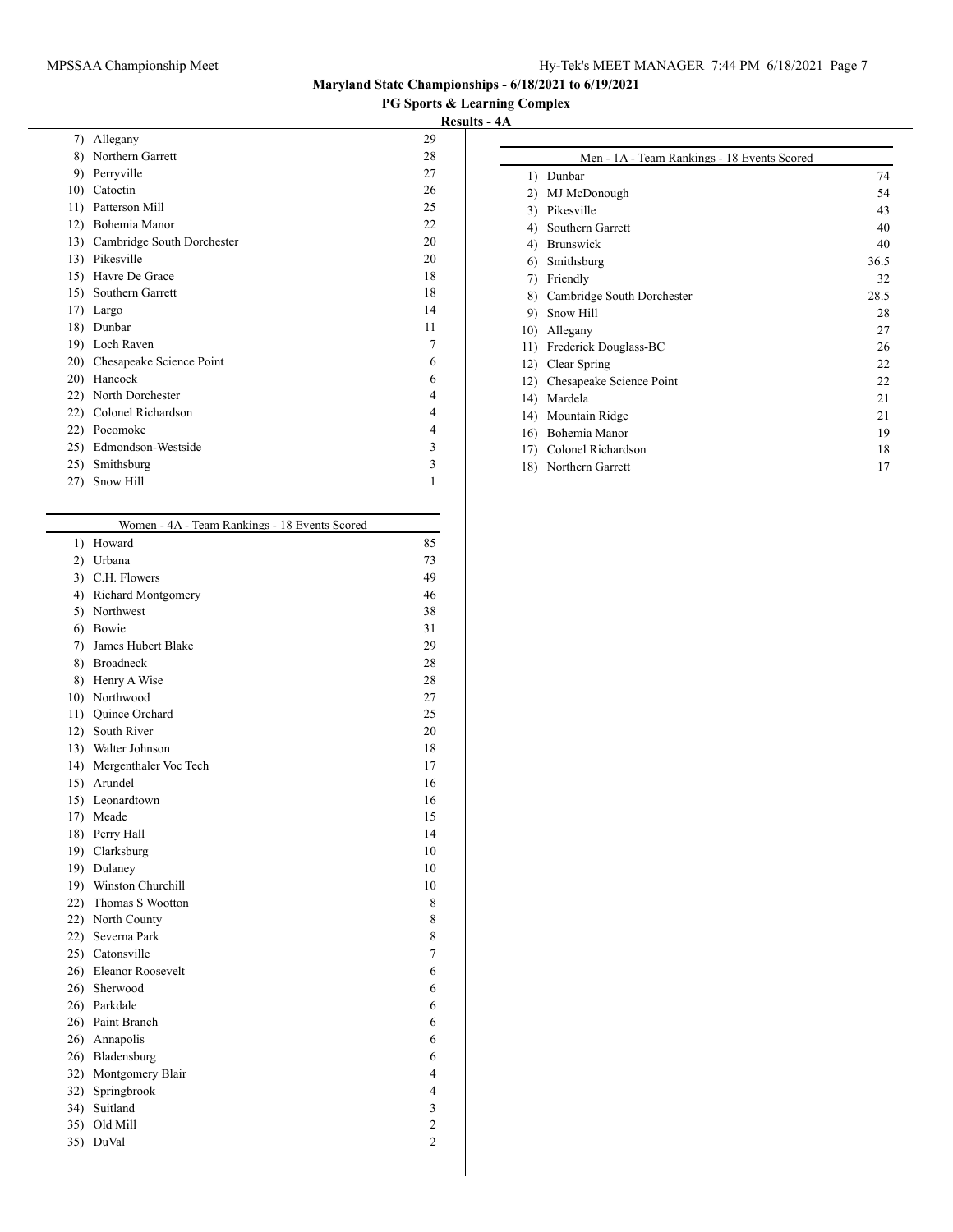# Maryland State Championships - 6/18/2021 to 6/19/2021

## PG Sports & Learning Complex

### Results - 4A

| Rank | Team | Points |
|---|---|---|
| 7) | Allegany | 29 |
| 8) | Northern Garrett | 28 |
| 9) | Perryville | 27 |
| 10) | Catoctin | 26 |
| 11) | Patterson Mill | 25 |
| 12) | Bohemia Manor | 22 |
| 13) | Cambridge South Dorchester | 20 |
| 13) | Pikesville | 20 |
| 15) | Havre De Grace | 18 |
| 15) | Southern Garrett | 18 |
| 17) | Largo | 14 |
| 18) | Dunbar | 11 |
| 19) | Loch Raven | 7 |
| 20) | Chesapeake Science Point | 6 |
| 20) | Hancock | 6 |
| 22) | North Dorchester | 4 |
| 22) | Colonel Richardson | 4 |
| 22) | Pocomoke | 4 |
| 25) | Edmondson-Westside | 3 |
| 25) | Smithsburg | 3 |
| 27) | Snow Hill | 1 |

| Women - 4A - Team Rankings - 18 Events Scored | | |
|---|---|---|
| 1) | Howard | 85 |
| 2) | Urbana | 73 |
| 3) | C.H. Flowers | 49 |
| 4) | Richard Montgomery | 46 |
| 5) | Northwest | 38 |
| 6) | Bowie | 31 |
| 7) | James Hubert Blake | 29 |
| 8) | Broadneck | 28 |
| 8) | Henry A Wise | 28 |
| 10) | Northwood | 27 |
| 11) | Quince Orchard | 25 |
| 12) | South River | 20 |
| 13) | Walter Johnson | 18 |
| 14) | Mergenthaler Voc Tech | 17 |
| 15) | Arundel | 16 |
| 15) | Leonardtown | 16 |
| 17) | Meade | 15 |
| 18) | Perry Hall | 14 |
| 19) | Clarksburg | 10 |
| 19) | Dulaney | 10 |
| 19) | Winston Churchill | 10 |
| 22) | Thomas S Wootton | 8 |
| 22) | North County | 8 |
| 22) | Severna Park | 8 |
| 25) | Catonsville | 7 |
| 26) | Eleanor Roosevelt | 6 |
| 26) | Sherwood | 6 |
| 26) | Parkdale | 6 |
| 26) | Paint Branch | 6 |
| 26) | Annapolis | 6 |
| 26) | Bladensburg | 6 |
| 32) | Montgomery Blair | 4 |
| 32) | Springbrook | 4 |
| 34) | Suitland | 3 |
| 35) | Old Mill | 2 |
| 35) | DuVal | 2 |

| Men - 1A - Team Rankings - 18 Events Scored | | |
|---|---|---|
| 1) | Dunbar | 74 |
| 2) | MJ McDonough | 54 |
| 3) | Pikesville | 43 |
| 4) | Southern Garrett | 40 |
| 4) | Brunswick | 40 |
| 6) | Smithsburg | 36.5 |
| 7) | Friendly | 32 |
| 8) | Cambridge South Dorchester | 28.5 |
| 9) | Snow Hill | 28 |
| 10) | Allegany | 27 |
| 11) | Frederick Douglass-BC | 26 |
| 12) | Clear Spring | 22 |
| 12) | Chesapeake Science Point | 22 |
| 14) | Mardela | 21 |
| 14) | Mountain Ridge | 21 |
| 16) | Bohemia Manor | 19 |
| 17) | Colonel Richardson | 18 |
| 18) | Northern Garrett | 17 |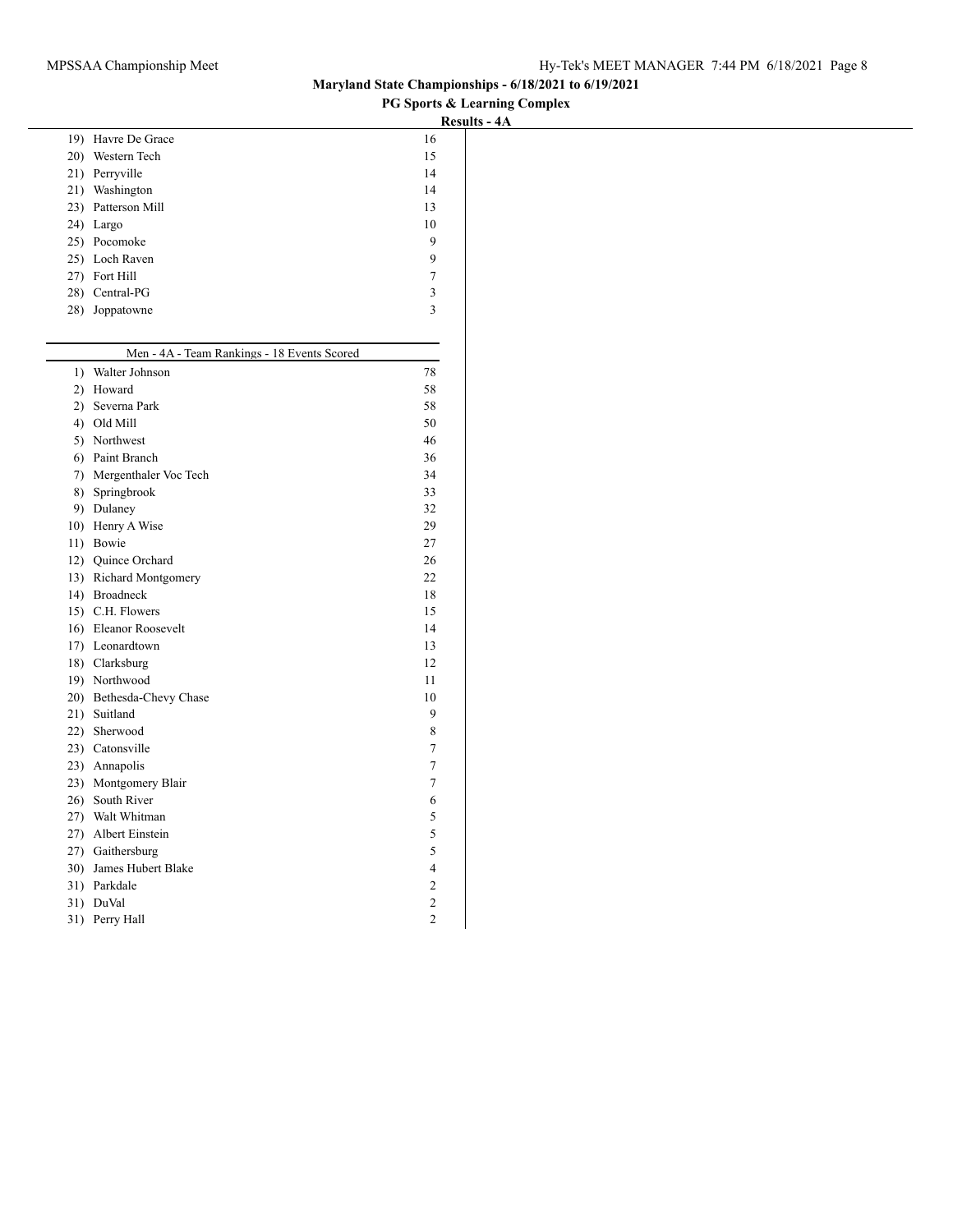## Maryland State Championships - 6/18/2021 to 6/19/2021

### PG Sports & Learning Complex

### Results - 4A

| | | |
|---|---|---|
| 19) | Havre De Grace | 16 |
| 20) | Western Tech | 15 |
| 21) | Perryville | 14 |
| 21) | Washington | 14 |
| 23) | Patterson Mill | 13 |
| 24) | Largo | 10 |
| 25) | Pocomoke | 9 |
| 25) | Loch Raven | 9 |
| 27) | Fort Hill | 7 |
| 28) | Central-PG | 3 |
| 28) | Joppatowne | 3 |

**Men - 4A - Team Rankings - 18 Events Scored**

| | | |
|---|---|---|
| 1) | Walter Johnson | 78 |
| 2) | Howard | 58 |
| 2) | Severna Park | 58 |
| 4) | Old Mill | 50 |
| 5) | Northwest | 46 |
| 6) | Paint Branch | 36 |
| 7) | Mergenthaler Voc Tech | 34 |
| 8) | Springbrook | 33 |
| 9) | Dulaney | 32 |
| 10) | Henry A Wise | 29 |
| 11) | Bowie | 27 |
| 12) | Quince Orchard | 26 |
| 13) | Richard Montgomery | 22 |
| 14) | Broadneck | 18 |
| 15) | C.H. Flowers | 15 |
| 16) | Eleanor Roosevelt | 14 |
| 17) | Leonardtown | 13 |
| 18) | Clarksburg | 12 |
| 19) | Northwood | 11 |
| 20) | Bethesda-Chevy Chase | 10 |
| 21) | Suitland | 9 |
| 22) | Sherwood | 8 |
| 23) | Catonsville | 7 |
| 23) | Annapolis | 7 |
| 23) | Montgomery Blair | 7 |
| 26) | South River | 6 |
| 27) | Walt Whitman | 5 |
| 27) | Albert Einstein | 5 |
| 27) | Gaithersburg | 5 |
| 30) | James Hubert Blake | 4 |
| 31) | Parkdale | 2 |
| 31) | DuVal | 2 |
| 31) | Perry Hall | 2 |